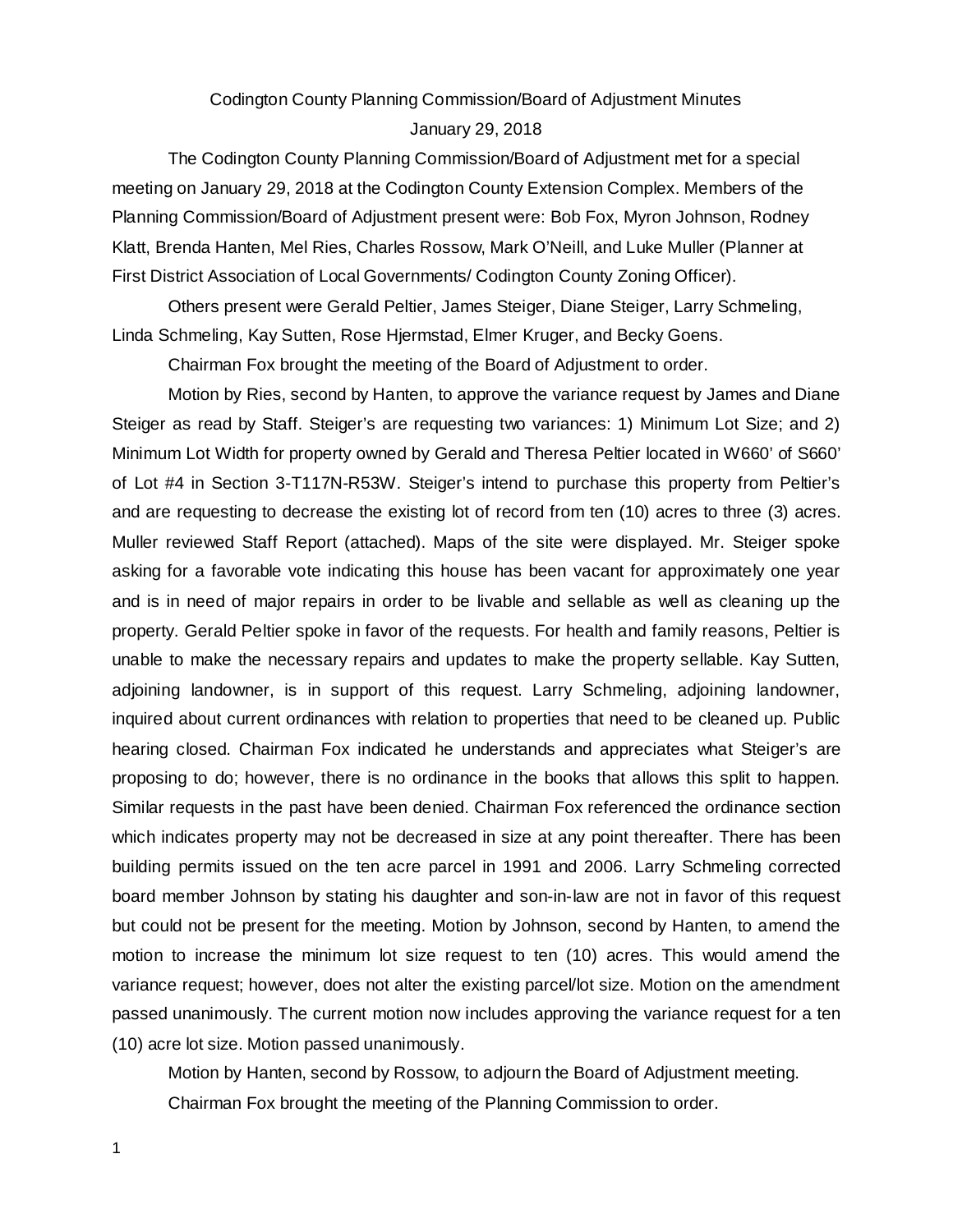Codington County Planning Commission/Board of Adjustment Minutes

January 29, 2018

The Codington County Planning Commission/Board of Adjustment met for a special meeting on January 29, 2018 at the Codington County Extension Complex. Members of the Planning Commission/Board of Adjustment present were: Bob Fox, Myron Johnson, Rodney Klatt, Brenda Hanten, Mel Ries, Charles Rossow, Mark O'Neill, and Luke Muller (Planner at First District Association of Local Governments/ Codington County Zoning Officer).

Others present were Gerald Peltier, James Steiger, Diane Steiger, Larry Schmeling, Linda Schmeling, Kay Sutten, Rose Hjermstad, Elmer Kruger, and Becky Goens.

Chairman Fox brought the meeting of the Board of Adjustment to order.

Motion by Ries, second by Hanten, to approve the variance request by James and Diane Steiger as read by Staff. Steiger's are requesting two variances: 1) Minimum Lot Size; and 2) Minimum Lot Width for property owned by Gerald and Theresa Peltier located in W660' of S660' of Lot #4 in Section 3-T117N-R53W. Steiger's intend to purchase this property from Peltier's and are requesting to decrease the existing lot of record from ten (10) acres to three (3) acres. Muller reviewed Staff Report (attached). Maps of the site were displayed. Mr. Steiger spoke asking for a favorable vote indicating this house has been vacant for approximately one year and is in need of major repairs in order to be livable and sellable as well as cleaning up the property. Gerald Peltier spoke in favor of the requests. For health and family reasons, Peltier is unable to make the necessary repairs and updates to make the property sellable. Kay Sutten, adjoining landowner, is in support of this request. Larry Schmeling, adjoining landowner, inquired about current ordinances with relation to properties that need to be cleaned up. Public hearing closed. Chairman Fox indicated he understands and appreciates what Steiger's are proposing to do; however, there is no ordinance in the books that allows this split to happen. Similar requests in the past have been denied. Chairman Fox referenced the ordinance section which indicates property may not be decreased in size at any point thereafter. There has been building permits issued on the ten acre parcel in 1991 and 2006. Larry Schmeling corrected board member Johnson by stating his daughter and son-in-law are not in favor of this request but could not be present for the meeting. Motion by Johnson, second by Hanten, to amend the motion to increase the minimum lot size request to ten (10) acres. This would amend the variance request; however, does not alter the existing parcel/lot size. Motion on the amendment passed unanimously. The current motion now includes approving the variance request for a ten (10) acre lot size. Motion passed unanimously.

Motion by Hanten, second by Rossow, to adjourn the Board of Adjustment meeting.

Chairman Fox brought the meeting of the Planning Commission to order.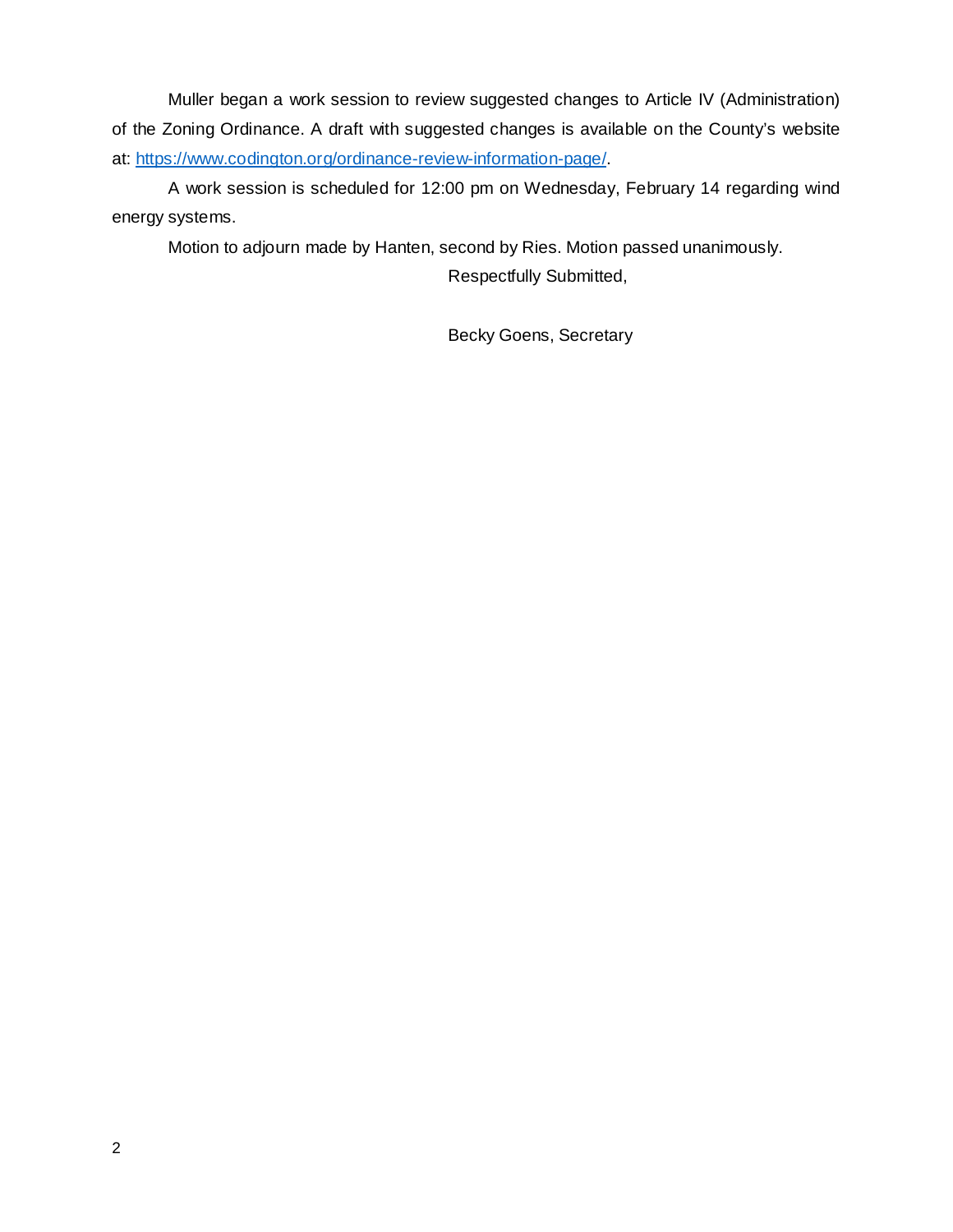Muller began a work session to review suggested changes to Article IV (Administration) of the Zoning Ordinance. A draft with suggested changes is available on the County's website at: [https://www.codington.org/ordinance-review-information-page/](https://www.codington.org/ordinance-review-information-page/).

A work session is scheduled for 12:00 pm on Wednesday, February 14 regarding wind energy systems.

Motion to adjourn made by Hanten, second by Ries. Motion passed unanimously.

Respectfully Submitted,

Becky Goens, Secretary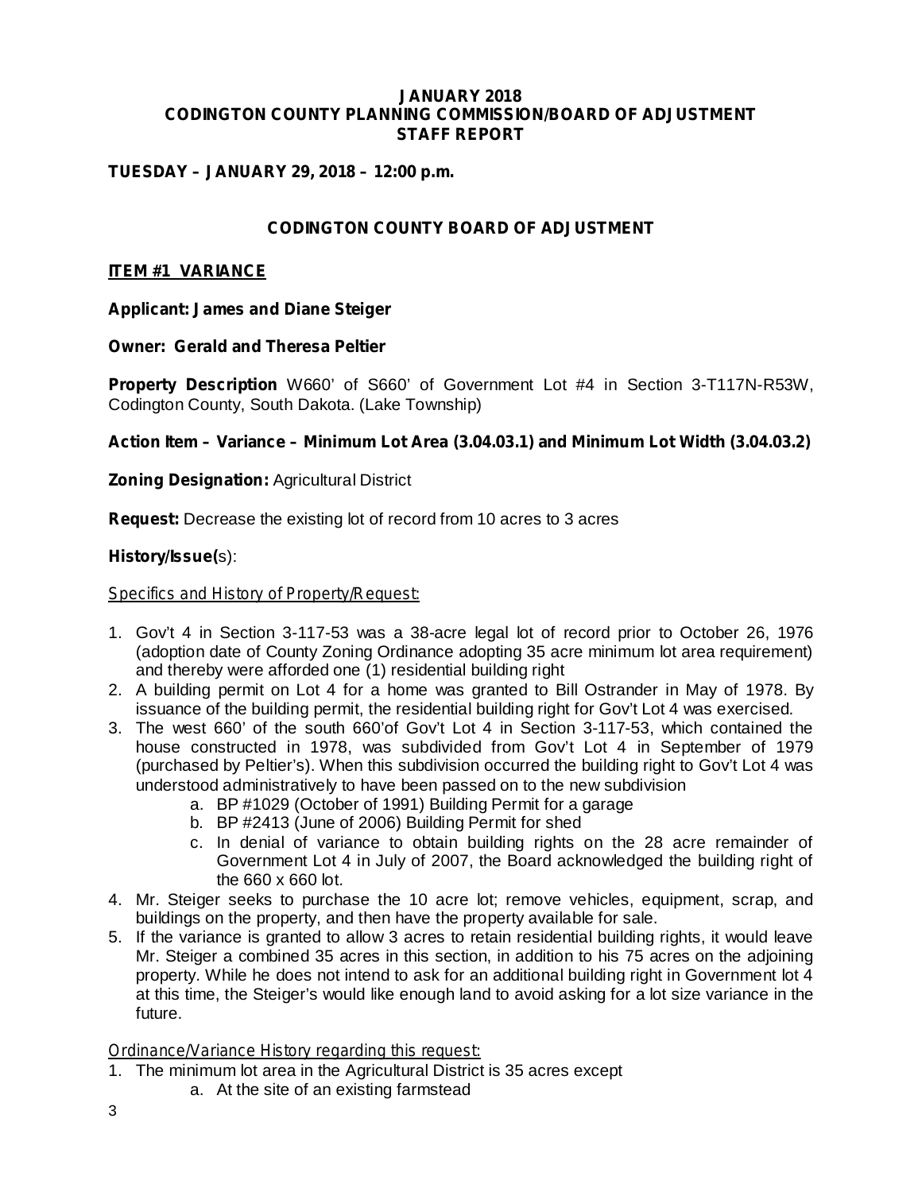**JANUARY 2018**
**CODINGTON COUNTY PLANNING COMMISSION/BOARD OF ADJUSTMENT**
**STAFF REPORT**

**TUESDAY – JANUARY 29, 2018 – 12:00 p.m.**

## CODINGTON COUNTY BOARD OF ADJUSTMENT

### ITEM #1 VARIANCE

**Applicant: James and Diane Steiger**

**Owner: Gerald and Theresa Peltier**

**Property Description** W660' of S660' of Government Lot #4 in Section 3-T117N-R53W, Codington County, South Dakota. (Lake Township)

**Action Item – Variance – Minimum Lot Area (3.04.03.1) and Minimum Lot Width (3.04.03.2)**

**Zoning Designation:** Agricultural District

**Request:** Decrease the existing lot of record from 10 acres to 3 acres

**History/Issue(s):**

Specifics and History of Property/Request:

1. Gov't 4 in Section 3-117-53 was a 38-acre legal lot of record prior to October 26, 1976 (adoption date of County Zoning Ordinance adopting 35 acre minimum lot area requirement) and thereby were afforded one (1) residential building right
2. A building permit on Lot 4 for a home was granted to Bill Ostrander in May of 1978. By issuance of the building permit, the residential building right for Gov't Lot 4 was exercised.
3. The west 660' of the south 660'of Gov't Lot 4 in Section 3-117-53, which contained the house constructed in 1978, was subdivided from Gov't Lot 4 in September of 1979 (purchased by Peltier's). When this subdivision occurred the building right to Gov't Lot 4 was understood administratively to have been passed on to the new subdivision
   a. BP #1029 (October of 1991) Building Permit for a garage
   b. BP #2413 (June of 2006) Building Permit for shed
   c. In denial of variance to obtain building rights on the 28 acre remainder of Government Lot 4 in July of 2007, the Board acknowledged the building right of the 660 x 660 lot.
4. Mr. Steiger seeks to purchase the 10 acre lot; remove vehicles, equipment, scrap, and buildings on the property, and then have the property available for sale.
5. If the variance is granted to allow 3 acres to retain residential building rights, it would leave Mr. Steiger a combined 35 acres in this section, in addition to his 75 acres on the adjoining property. While he does not intend to ask for an additional building right in Government lot 4 at this time, the Steiger's would like enough land to avoid asking for a lot size variance in the future.

Ordinance/Variance History regarding this request:

1. The minimum lot area in the Agricultural District is 35 acres except
   a. At the site of an existing farmstead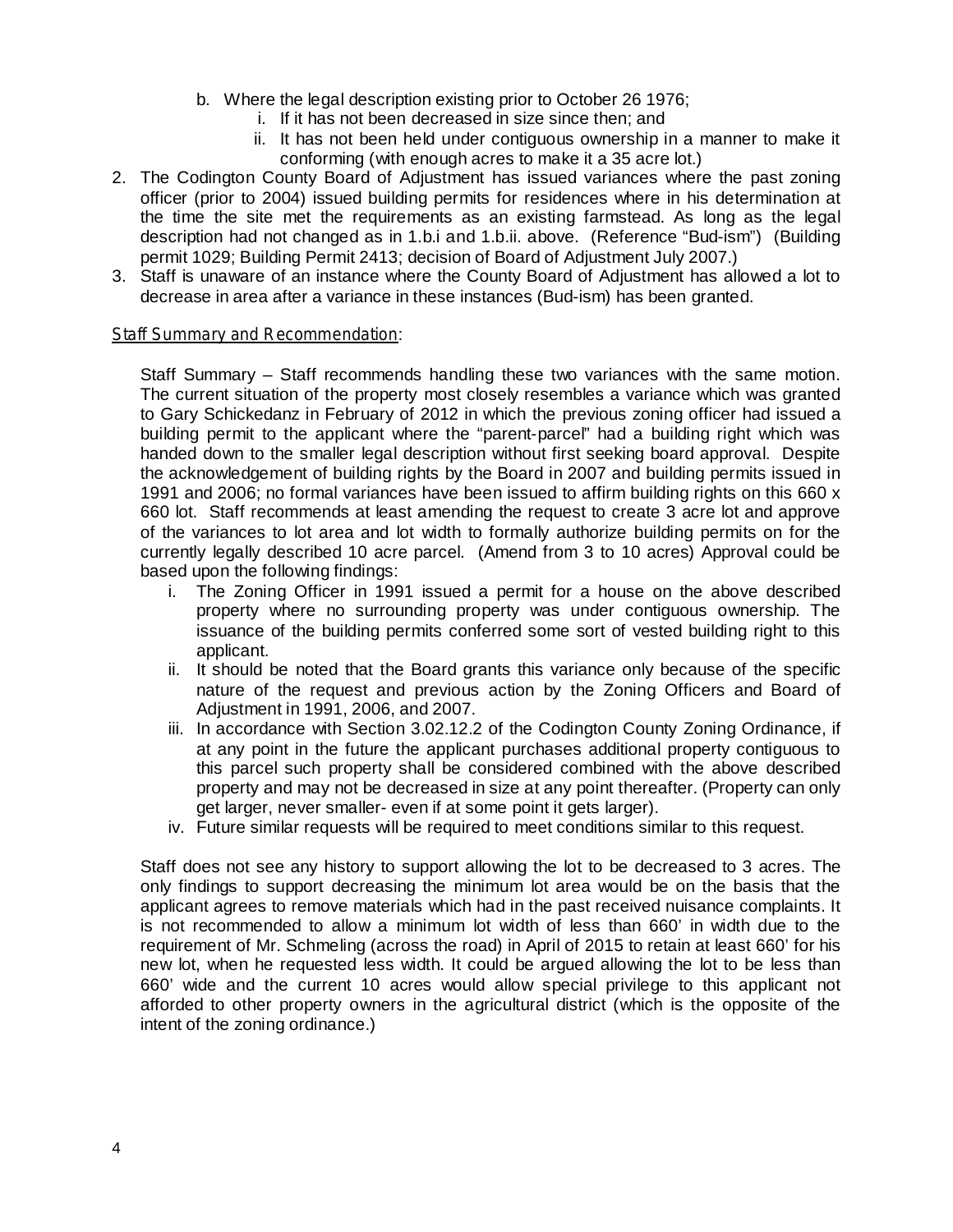b. Where the legal description existing prior to October 26 1976;
      i. If it has not been decreased in size since then; and
      ii. It has not been held under contiguous ownership in a manner to make it conforming (with enough acres to make it a 35 acre lot.)

2. The Codington County Board of Adjustment has issued variances where the past zoning officer (prior to 2004) issued building permits for residences where in his determination at the time the site met the requirements as an existing farmstead. As long as the legal description had not changed as in 1.b.i and 1.b.ii. above. (Reference "Bud-ism") (Building permit 1029; Building Permit 2413; decision of Board of Adjustment July 2007.)
3. Staff is unaware of an instance where the County Board of Adjustment has allowed a lot to decrease in area after a variance in these instances (Bud-ism) has been granted.

<u>Staff Summary and Recommendation</u>:

Staff Summary – Staff recommends handling these two variances with the same motion. The current situation of the property most closely resembles a variance which was granted to Gary Schickedanz in February of 2012 in which the previous zoning officer had issued a building permit to the applicant where the "parent-parcel" had a building right which was handed down to the smaller legal description without first seeking board approval. Despite the acknowledgement of building rights by the Board in 2007 and building permits issued in 1991 and 2006; no formal variances have been issued to affirm building rights on this 660 x 660 lot. Staff recommends at least amending the request to create 3 acre lot and approve of the variances to lot area and lot width to formally authorize building permits on for the currently legally described 10 acre parcel. (Amend from 3 to 10 acres) Approval could be based upon the following findings:

   i. The Zoning Officer in 1991 issued a permit for a house on the above described property where no surrounding property was under contiguous ownership. The issuance of the building permits conferred some sort of vested building right to this applicant.
   ii. It should be noted that the Board grants this variance only because of the specific nature of the request and previous action by the Zoning Officers and Board of Adjustment in 1991, 2006, and 2007.
   iii. In accordance with Section 3.02.12.2 of the Codington County Zoning Ordinance, if at any point in the future the applicant purchases additional property contiguous to this parcel such property shall be considered combined with the above described property and may not be decreased in size at any point thereafter. (Property can only get larger, never smaller- even if at some point it gets larger).
   iv. Future similar requests will be required to meet conditions similar to this request.

Staff does not see any history to support allowing the lot to be decreased to 3 acres. The only findings to support decreasing the minimum lot area would be on the basis that the applicant agrees to remove materials which had in the past received nuisance complaints. It is not recommended to allow a minimum lot width of less than 660' in width due to the requirement of Mr. Schmeling (across the road) in April of 2015 to retain at least 660' for his new lot, when he requested less width. It could be argued allowing the lot to be less than 660' wide and the current 10 acres would allow special privilege to this applicant not afforded to other property owners in the agricultural district (which is the opposite of the intent of the zoning ordinance.)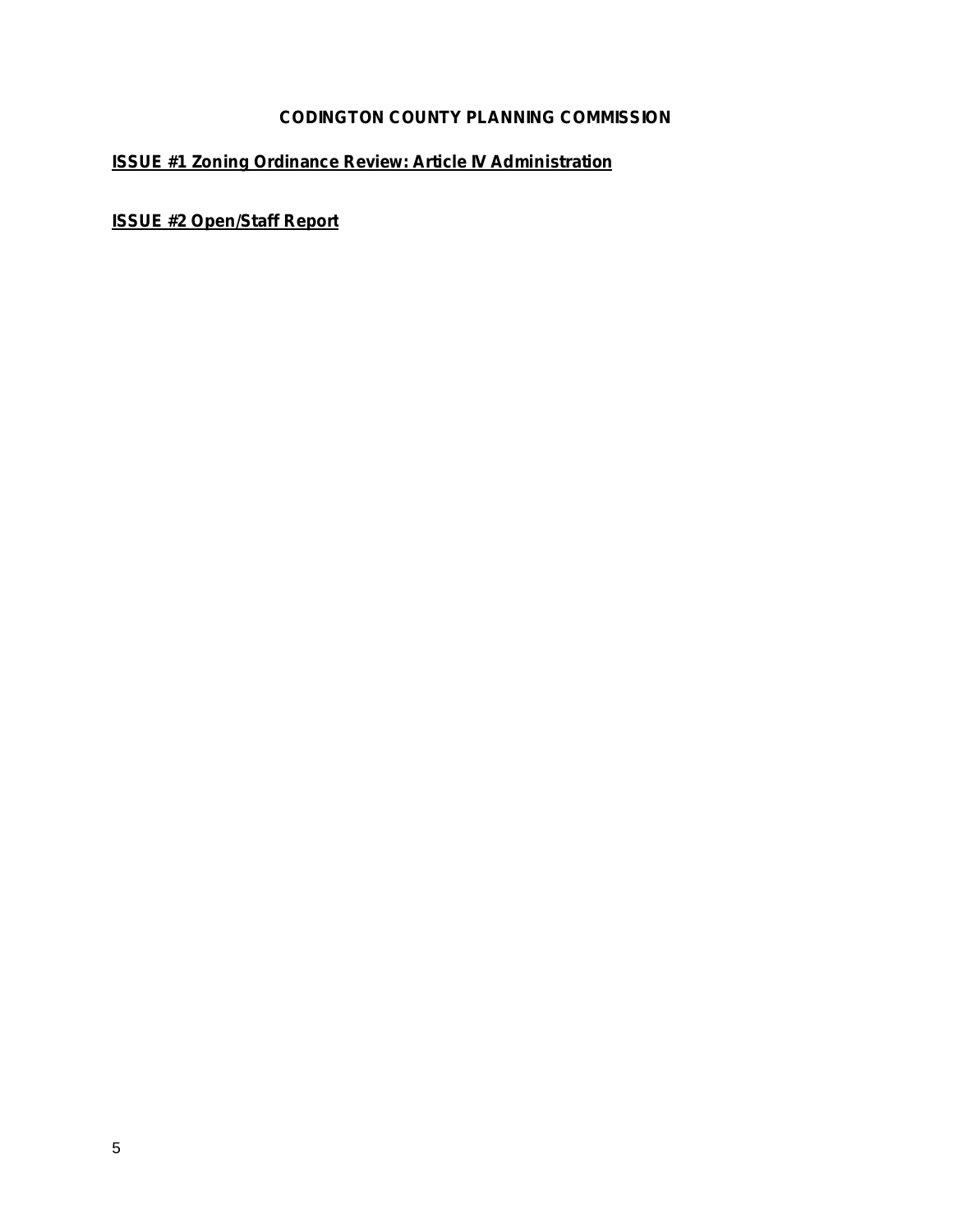## CODINGTON COUNTY PLANNING COMMISSION

**ISSUE #1 Zoning Ordinance Review: Article IV Administration**

**ISSUE #2 Open/Staff Report**